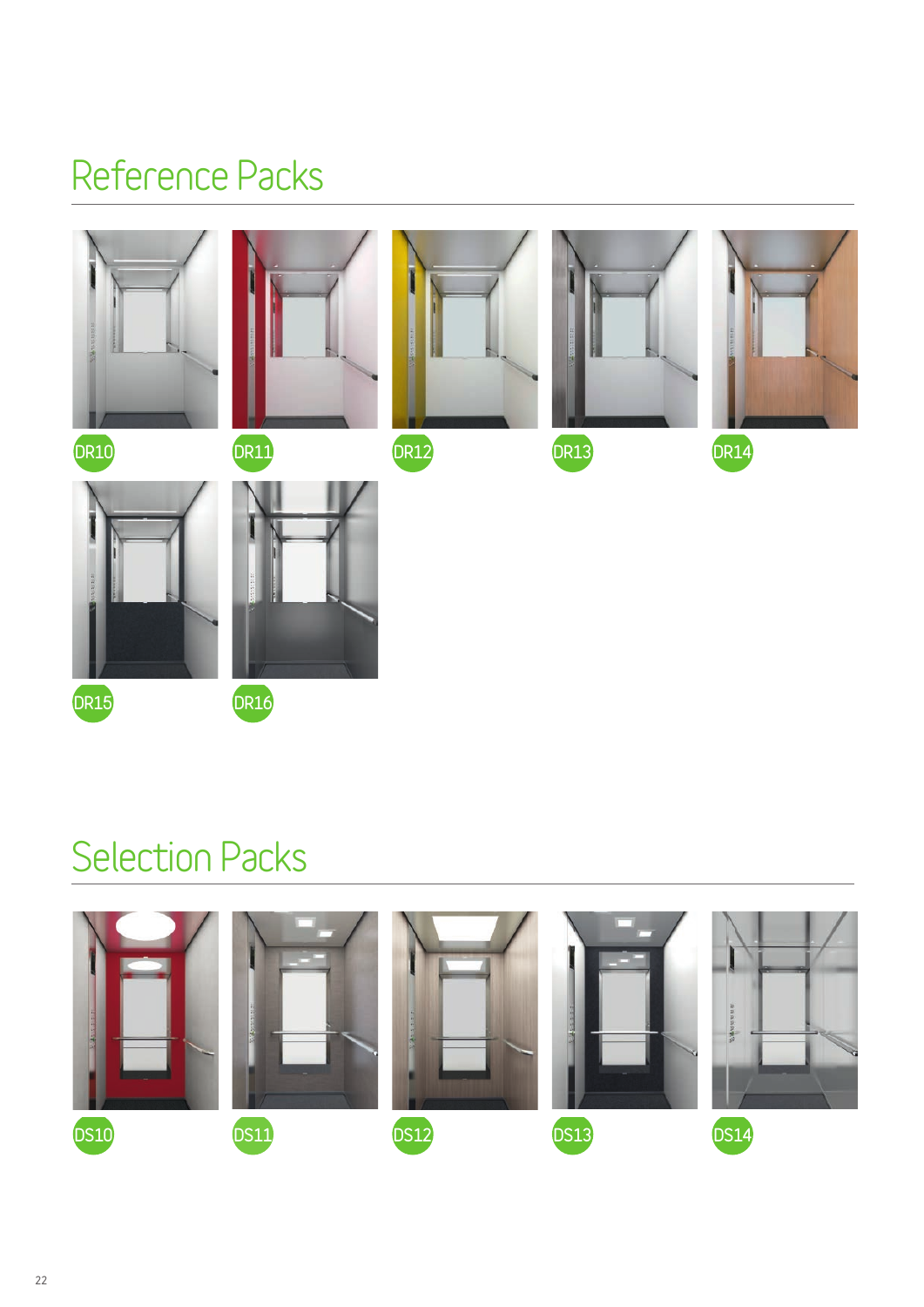## Reference Packs

DR10

DR11

DR12

DR13

DR14

DR15

DR16

## Selection Packs

DS10

DS11

DS12

DS13

DS14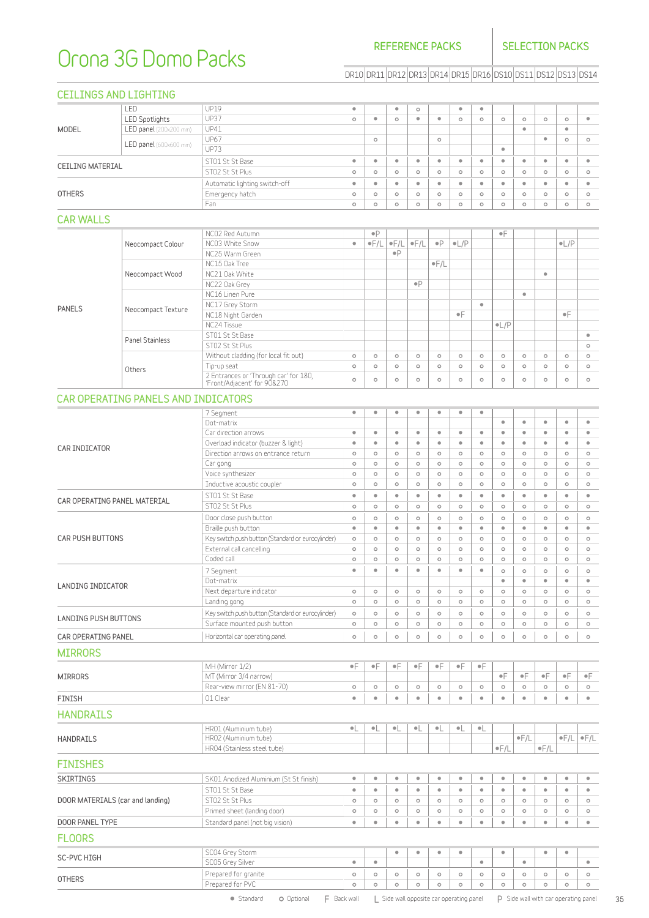# Orona 3G Domo Packs

| | | | REFERENCE PACKS | | | | | | | SELECTION PACKS | | | | |
|---|---|---|---|---|---|---|---|---|---|---|---|---|---|---|
| | | | DR10 | DR11 | DR12 | DR13 | DR14 | DR15 | DR16 | DS10 | DS11 | DS12 | DS13 | DS14 |

## CEILINGS AND LIGHTING

| | | | DR10 | DR11 | DR12 | DR13 | DR14 | DR15 | DR16 | DS10 | DS11 | DS12 | DS13 | DS14 |
|---|---|---|---|---|---|---|---|---|---|---|---|---|---|---|
| MODEL | LED | UP19 | • | | • | ○ | | • | • | | | | | |
| | LED Spotlights | UP37 | ○ | • | ○ | • | • | ○ | ○ | ○ | ○ | ○ | ○ | • |
| | LED panel (200x200 mm) | UP41 | | | | | | | | | • | | • | |
| | LED panel (600x600 mm) | UP67 | | ○ | | | ○ | | | | | • | ○ | ○ |
| | | UP73 | | | | | | | | • | | | | |
| CEILING MATERIAL | | ST01 St St Base | • | • | • | • | • | • | • | • | • | • | • | • |
| | | ST02 St St Plus | ○ | ○ | ○ | ○ | ○ | ○ | ○ | ○ | ○ | ○ | ○ | ○ |
| OTHERS | | Automatic lighting switch-off | • | • | • | • | • | • | • | • | • | • | • | • |
| | | Emergency hatch | ○ | ○ | ○ | ○ | ○ | ○ | ○ | ○ | ○ | ○ | ○ | ○ |
| | | Fan | ○ | ○ | ○ | ○ | ○ | ○ | ○ | ○ | ○ | ○ | ○ | ○ |

## CAR WALLS

| | | | DR10 | DR11 | DR12 | DR13 | DR14 | DR15 | DR16 | DS10 | DS11 | DS12 | DS13 | DS14 |
|---|---|---|---|---|---|---|---|---|---|---|---|---|---|---|
| PANELS | Neocompact Colour | NC02 Red Autumn | | •P | | | | | | •F | | | | |
| | | NC03 White Snow | • | •F/L | •F/L | •F/L | •P | •L/P | | | | | •L/P | |
| | | NC25 Warm Green | | | •P | | | | | | | | | |
| | Neocompact Wood | NC15 Oak Tree | | | | | •F/L | | | | | | | |
| | | NC21 Oak White | | | | | | | | | | • | | |
| | | NC22 Oak Grey | | | | •P | | | | | | | | |
| | Neocompact Texture | NC16 Linen Pure | | | | | | | | | • | | | |
| | | NC17 Grey Storm | | | | | | | • | | | | | |
| | | NC18 Night Garden | | | | | | •F | | | | | •F | |
| | | NC24 Tissue | | | | | | | | •L/P | | | | |
| | Panel Stainless | ST01 St St Base | | | | | | | | | | | | • |
| | | ST02 St St Plus | | | | | | | | | | | | ○ |
| | Others | Without cladding (for local fit out) | ○ | ○ | ○ | ○ | ○ | ○ | ○ | ○ | ○ | ○ | ○ | ○ |
| | | Tip-up seat | ○ | ○ | ○ | ○ | ○ | ○ | ○ | ○ | ○ | ○ | ○ | ○ |
| | | 2 Entrances or 'Through car' for 180, 'Front/Adjacent' for 90&270 | ○ | ○ | ○ | ○ | ○ | ○ | ○ | ○ | ○ | ○ | ○ | ○ |

## CAR OPERATING PANELS AND INDICATORS

| | | DR10 | DR11 | DR12 | DR13 | DR14 | DR15 | DR16 | DS10 | DS11 | DS12 | DS13 | DS14 |
|---|---|---|---|---|---|---|---|---|---|---|---|---|---|
| CAR INDICATOR | 7 Segment | • | • | • | • | • | • | • | | | | | |
| | Dot-matrix | | | | | | | | • | • | • | • | • |
| | Car direction arrows | • | • | • | • | • | • | • | • | • | • | • | • |
| | Overload indicator (buzzer & light) | • | • | • | • | • | • | • | • | • | • | • | • |
| | Direction arrows on entrance return | ○ | ○ | ○ | ○ | ○ | ○ | ○ | ○ | ○ | ○ | ○ | ○ |
| | Car gong | ○ | ○ | ○ | ○ | ○ | ○ | ○ | ○ | ○ | ○ | ○ | ○ |
| | Voice synthesizer | ○ | ○ | ○ | ○ | ○ | ○ | ○ | ○ | ○ | ○ | ○ | ○ |
| | Inductive acoustic coupler | ○ | ○ | ○ | ○ | ○ | ○ | ○ | ○ | ○ | ○ | ○ | ○ |
| CAR OPERATING PANEL MATERIAL | ST01 St St Base | • | • | • | • | • | • | • | • | • | • | • | • |
| | ST02 St St Plus | ○ | ○ | ○ | ○ | ○ | ○ | ○ | ○ | ○ | ○ | ○ | ○ |
| CAR PUSH BUTTONS | Door close push button | ○ | ○ | ○ | ○ | ○ | ○ | ○ | ○ | ○ | ○ | ○ | ○ |
| | Braille push button | • | • | • | • | • | • | • | • | • | • | • | • |
| | Key switch push button (Standard or eurocylinder) | ○ | ○ | ○ | ○ | ○ | ○ | ○ | ○ | ○ | ○ | ○ | ○ |
| | External call cancelling | ○ | ○ | ○ | ○ | ○ | ○ | ○ | ○ | ○ | ○ | ○ | ○ |
| | Coded call | ○ | ○ | ○ | ○ | ○ | ○ | ○ | ○ | ○ | ○ | ○ | ○ |
| LANDING INDICATOR | 7 Segment | • | • | • | • | • | • | • | ○ | ○ | ○ | ○ | ○ |
| | Dot-matrix | | | | | | | | • | • | • | • | • |
| | Next departure indicator | ○ | ○ | ○ | ○ | ○ | ○ | ○ | ○ | ○ | ○ | ○ | ○ |
| | Landing gong | ○ | ○ | ○ | ○ | ○ | ○ | ○ | ○ | ○ | ○ | ○ | ○ |
| LANDING PUSH BUTTONS | Key switch push button (Standard or eurocylinder) | ○ | ○ | ○ | ○ | ○ | ○ | ○ | ○ | ○ | ○ | ○ | ○ |
| | Surface mounted push button | ○ | ○ | ○ | ○ | ○ | ○ | ○ | ○ | ○ | ○ | ○ | ○ |
| CAR OPERATING PANEL | Horizontal car operating panel | ○ | ○ | ○ | ○ | ○ | ○ | ○ | ○ | ○ | ○ | ○ | ○ |

## MIRRORS

| | | DR10 | DR11 | DR12 | DR13 | DR14 | DR15 | DR16 | DS10 | DS11 | DS12 | DS13 | DS14 |
|---|---|---|---|---|---|---|---|---|---|---|---|---|---|
| MIRRORS | MH (Mirror 1/2) | •F | •F | •F | •F | •F | •F | •F | | | | | |
| | MT (Mirror 3/4 narrow) | | | | | | | | •F | •F | •F | •F | •F |
| | Rear-view mirror (EN 81-70) | ○ | ○ | ○ | ○ | ○ | ○ | ○ | ○ | ○ | ○ | ○ | ○ |
| FINISH | 01 Clear | • | • | • | • | • | • | • | • | • | • | • | • |

## HANDRAILS

| | | DR10 | DR11 | DR12 | DR13 | DR14 | DR15 | DR16 | DS10 | DS11 | DS12 | DS13 | DS14 |
|---|---|---|---|---|---|---|---|---|---|---|---|---|---|
| HANDRAILS | HR01 (Aluminium tube) | •L | •L | •L | •L | •L | •L | •L | | | | | |
| | HR02 (Aluminium tube) | | | | | | | | | •F/L | | •F/L | •F/L |
| | HR04 (Stainless steel tube) | | | | | | | | •F/L | | •F/L | | |

## FINISHES

| | | DR10 | DR11 | DR12 | DR13 | DR14 | DR15 | DR16 | DS10 | DS11 | DS12 | DS13 | DS14 |
|---|---|---|---|---|---|---|---|---|---|---|---|---|---|
| SKIRTINGS | SK01 Anodized Aluminium (St St finish) | • | • | • | • | • | • | • | • | • | • | • | • |
| DOOR MATERIALS (car and landing) | ST01 St St Base | • | • | • | • | • | • | • | • | • | • | • | • |
| | ST02 St St Plus | ○ | ○ | ○ | ○ | ○ | ○ | ○ | ○ | ○ | ○ | ○ | ○ |
| | Primed sheet (landing door) | ○ | ○ | ○ | ○ | ○ | ○ | ○ | ○ | ○ | ○ | ○ | ○ |
| DOOR PANEL TYPE | Standard panel (not big vision) | • | • | • | • | • | • | • | • | • | • | • | • |

## FLOORS

| | | DR10 | DR11 | DR12 | DR13 | DR14 | DR15 | DR16 | DS10 | DS11 | DS12 | DS13 | DS14 |
|---|---|---|---|---|---|---|---|---|---|---|---|---|---|
| SC-PVC HIGH | SC04 Grey Storm | | | • | • | • | • | | • | | • | • | |
| | SC05 Grey Silver | • | • | | | | | • | | • | | | • |
| OTHERS | Prepared for granite | ○ | ○ | ○ | ○ | ○ | ○ | ○ | ○ | ○ | ○ | ○ | ○ |
| | Prepared for PVC | ○ | ○ | ○ | ○ | ○ | ○ | ○ | ○ | ○ | ○ | ○ | ○ |

• Standard ○ Optional F Back wall L Side wall opposite car operating panel P Side wall with car operating panel